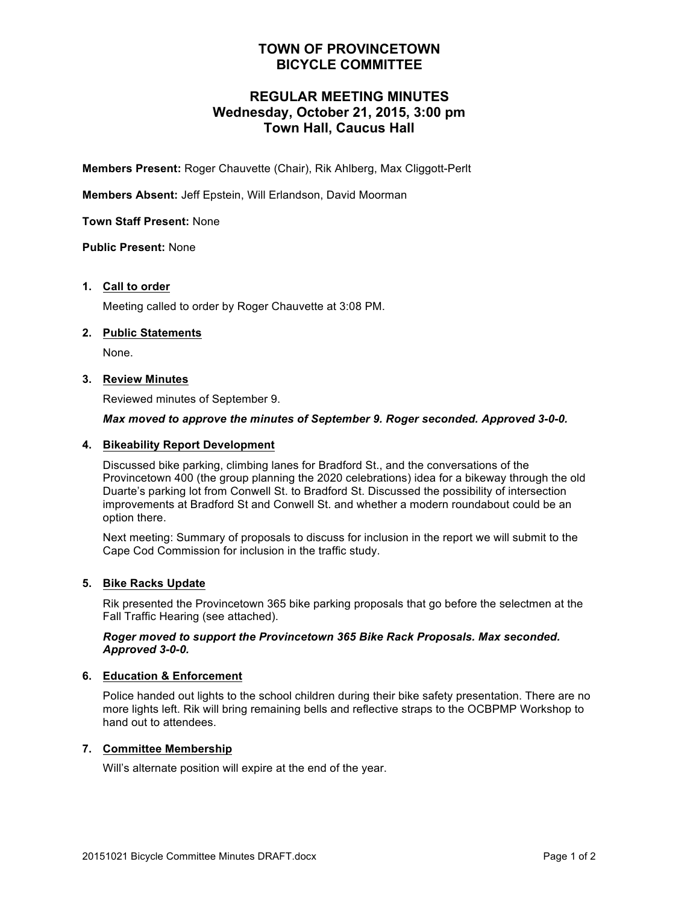# TOWN OF PROVINCETOWN
# BICYCLE COMMITTEE

## REGULAR MEETING MINUTES
## Wednesday, October 21, 2015, 3:00 pm
## Town Hall, Caucus Hall

**Members Present:** Roger Chauvette (Chair), Rik Ahlberg, Max Cliggott-Perlt

**Members Absent:** Jeff Epstein, Will Erlandson, David Moorman

**Town Staff Present:** None

**Public Present:** None

1. **Call to order**

   Meeting called to order by Roger Chauvette at 3:08 PM.

2. **Public Statements**

   None.

3. **Review Minutes**

   Reviewed minutes of September 9.

   ***Max moved to approve the minutes of September 9. Roger seconded. Approved 3-0-0.***

4. **Bikeability Report Development**

   Discussed bike parking, climbing lanes for Bradford St., and the conversations of the Provincetown 400 (the group planning the 2020 celebrations) idea for a bikeway through the old Duarte's parking lot from Conwell St. to Bradford St. Discussed the possibility of intersection improvements at Bradford St and Conwell St. and whether a modern roundabout could be an option there.

   Next meeting: Summary of proposals to discuss for inclusion in the report we will submit to the Cape Cod Commission for inclusion in the traffic study.

5. **Bike Racks Update**

   Rik presented the Provincetown 365 bike parking proposals that go before the selectmen at the Fall Traffic Hearing (see attached).

   ***Roger moved to support the Provincetown 365 Bike Rack Proposals. Max seconded. Approved 3-0-0.***

6. **Education & Enforcement**

   Police handed out lights to the school children during their bike safety presentation. There are no more lights left. Rik will bring remaining bells and reflective straps to the OCBPMP Workshop to hand out to attendees.

7. **Committee Membership**

   Will's alternate position will expire at the end of the year.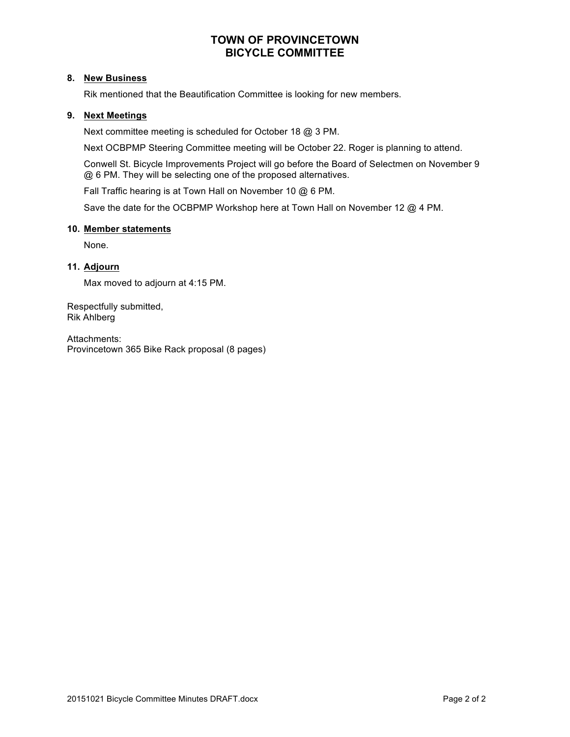# TOWN OF PROVINCETOWN
# BICYCLE COMMITTEE

**8. New Business**

Rik mentioned that the Beautification Committee is looking for new members.

**9. Next Meetings**

Next committee meeting is scheduled for October 18 @ 3 PM.

Next OCBPMP Steering Committee meeting will be October 22. Roger is planning to attend.

Conwell St. Bicycle Improvements Project will go before the Board of Selectmen on November 9 @ 6 PM. They will be selecting one of the proposed alternatives.

Fall Traffic hearing is at Town Hall on November 10 @ 6 PM.

Save the date for the OCBPMP Workshop here at Town Hall on November 12 @ 4 PM.

**10. Member statements**

None.

**11. Adjourn**

Max moved to adjourn at 4:15 PM.

Respectfully submitted,
Rik Ahlberg

Attachments:
Provincetown 365 Bike Rack proposal (8 pages)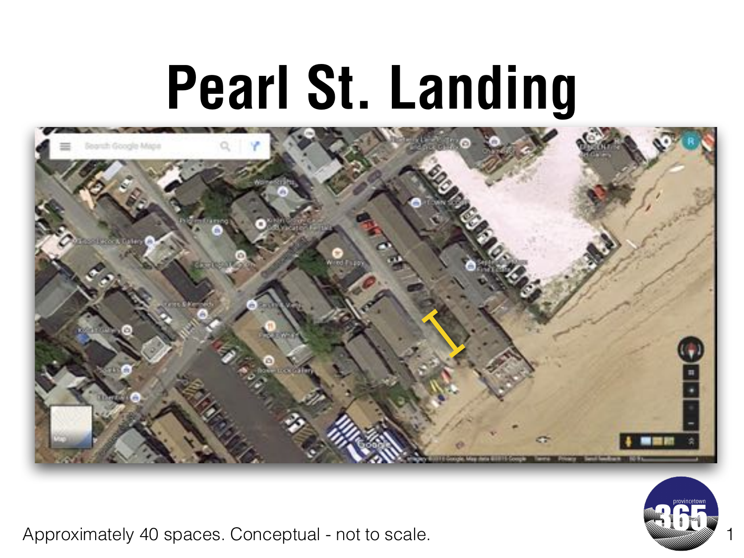# Pearl St. Landing

Approximately 40 spaces. Conceptual - not to scale.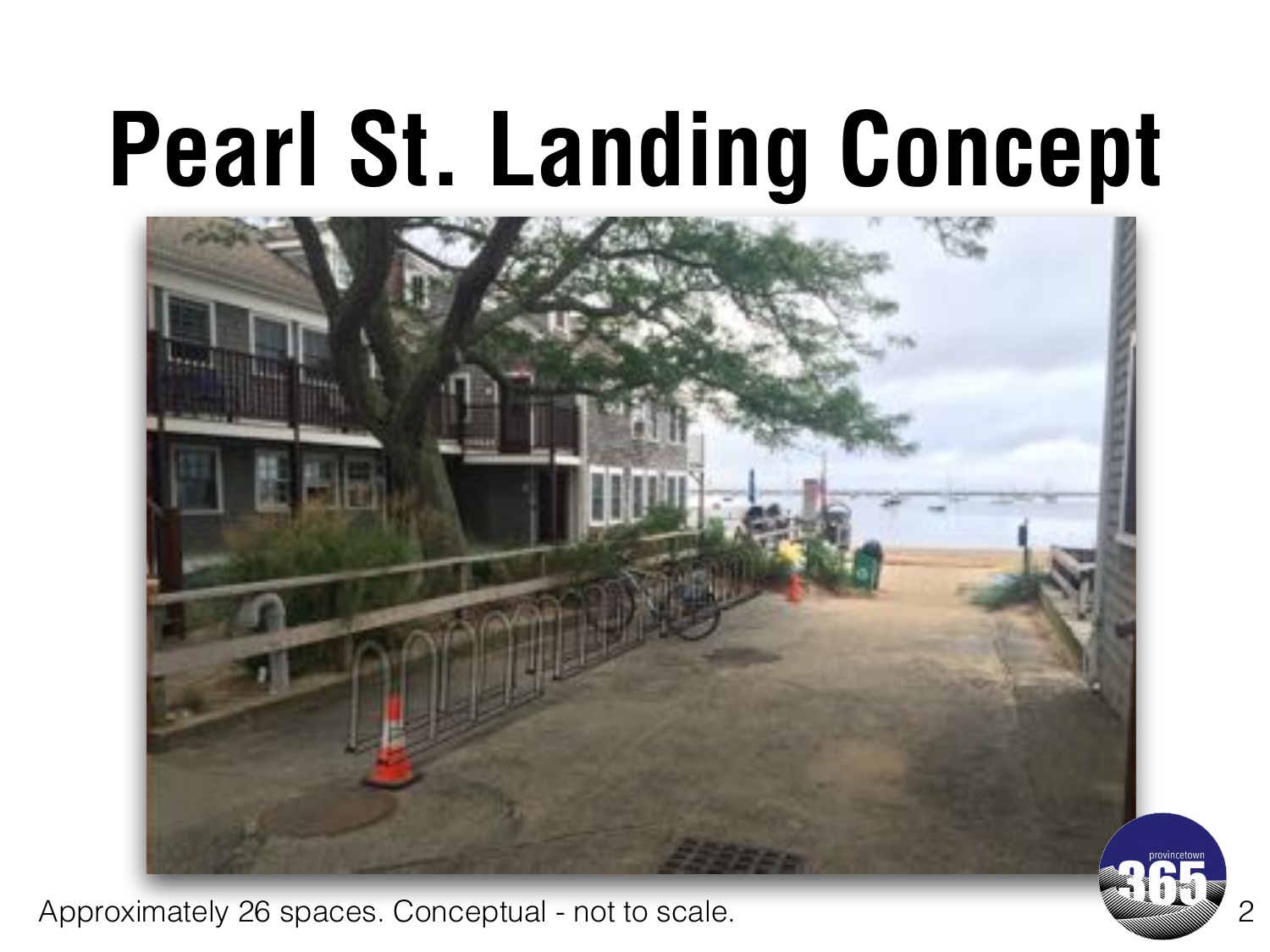# Pearl St. Landing Concept

Approximately 26 spaces. Conceptual - not to scale.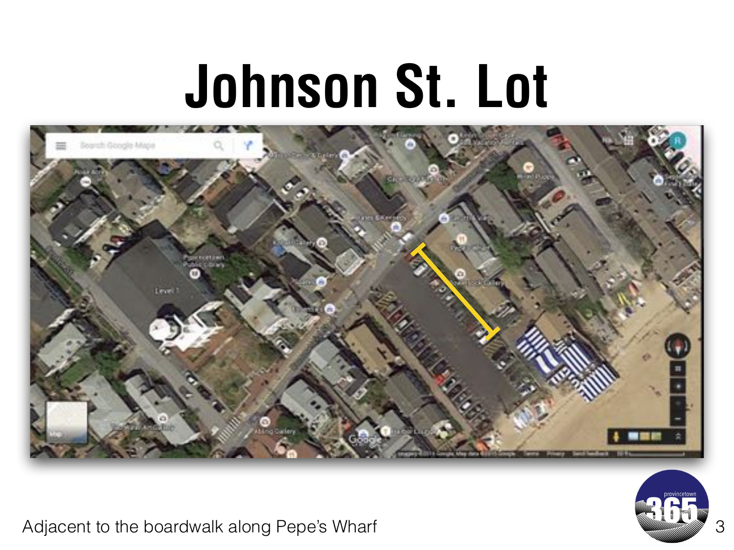# Johnson St. Lot

Adjacent to the boardwalk along Pepe's Wharf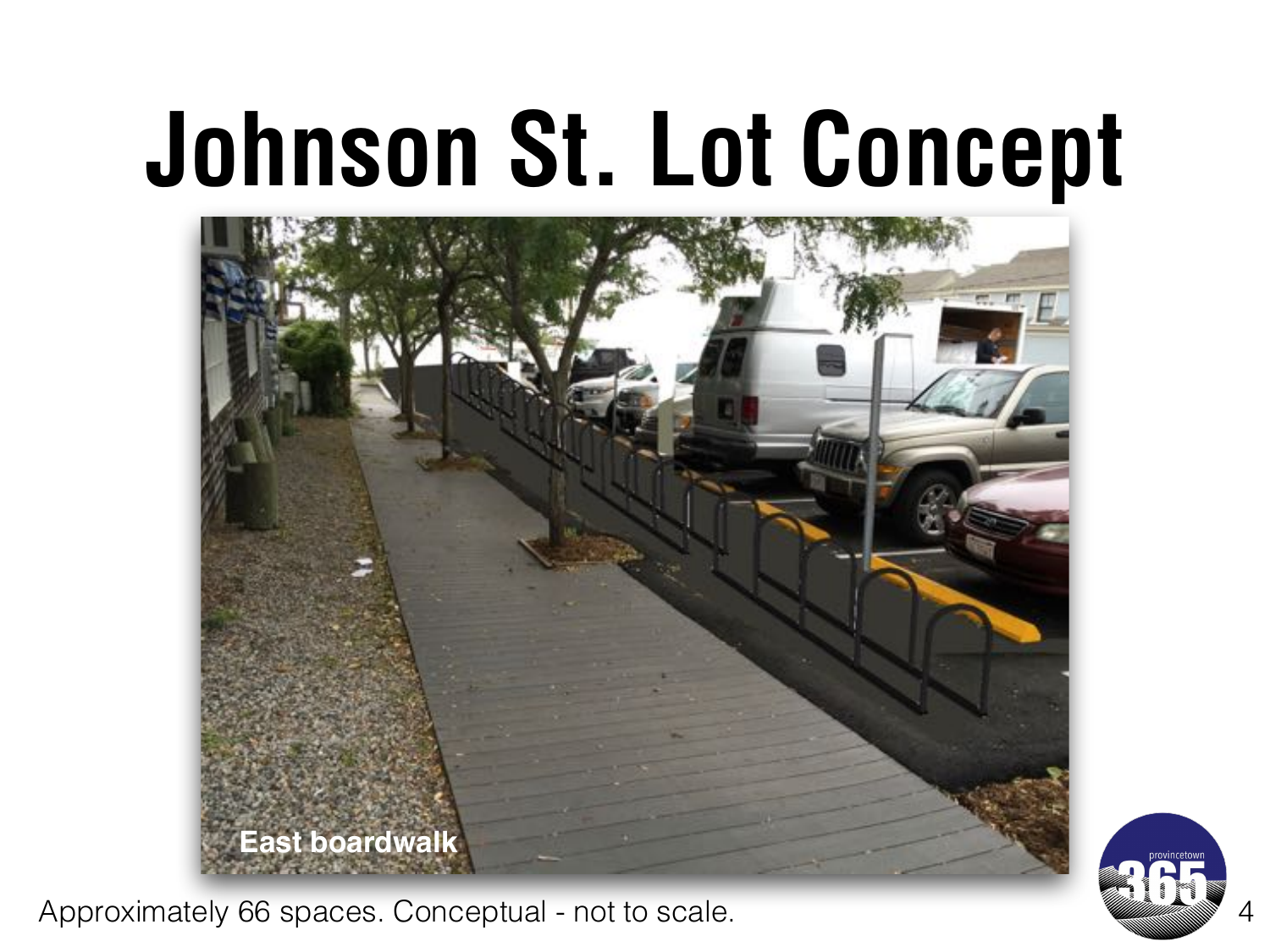# Johnson St. Lot Concept

East boardwalk

Approximately 66 spaces. Conceptual - not to scale.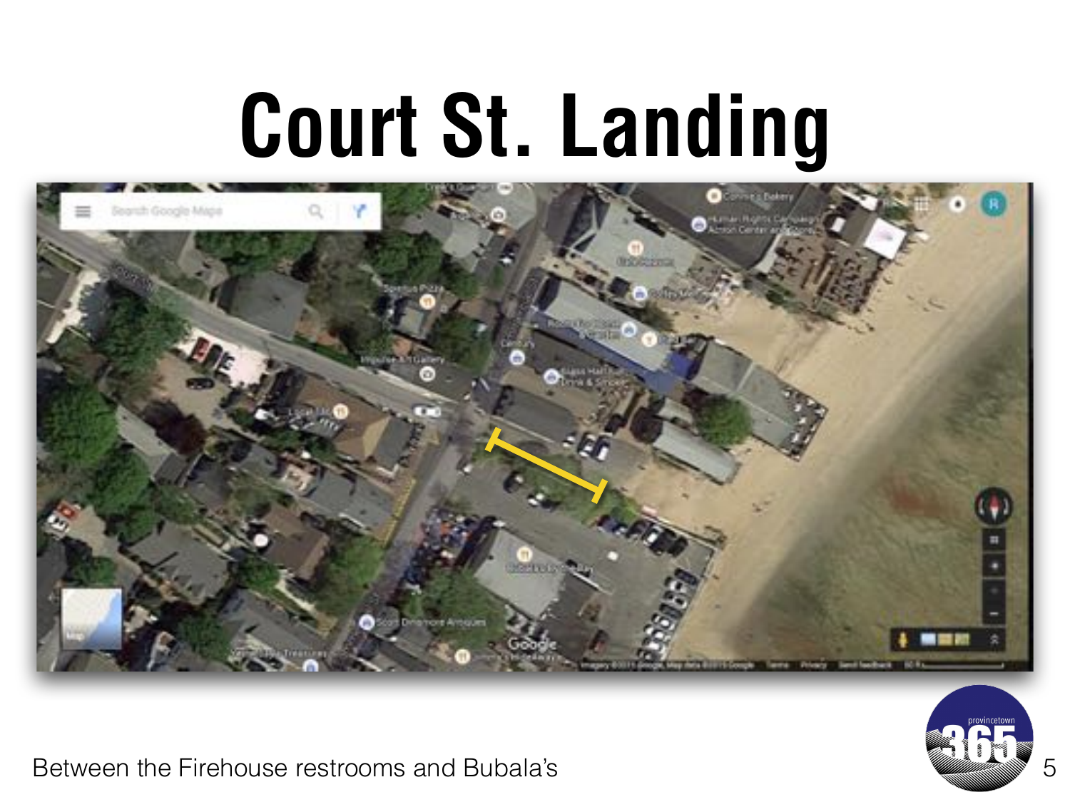# Court St. Landing

Between the Firehouse restrooms and Bubala's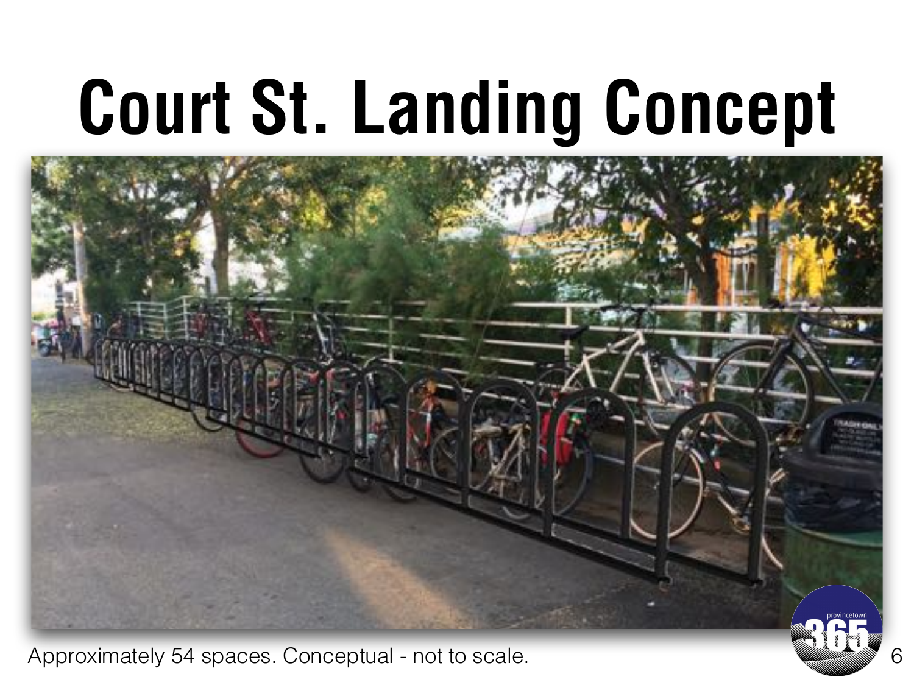# Court St. Landing Concept

Approximately 54 spaces. Conceptual - not to scale.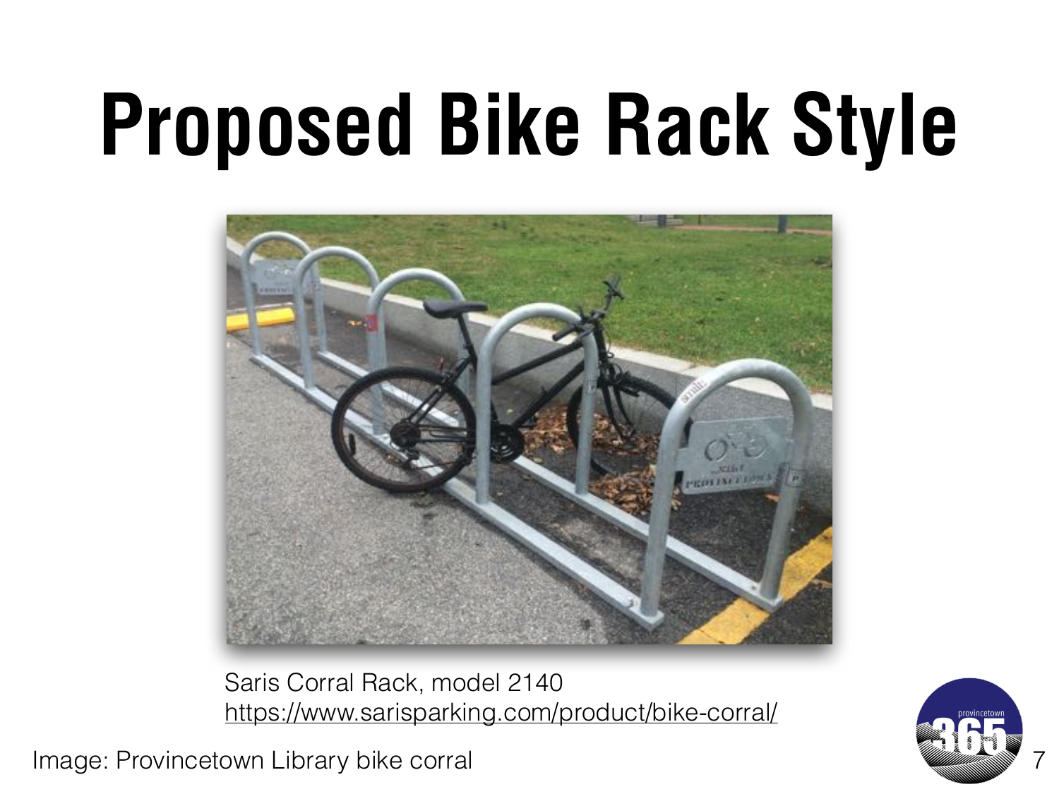# Proposed Bike Rack Style

Saris Corral Rack, model 2140
https://www.sarisparking.com/product/bike-corral/

Image: Provincetown Library bike corral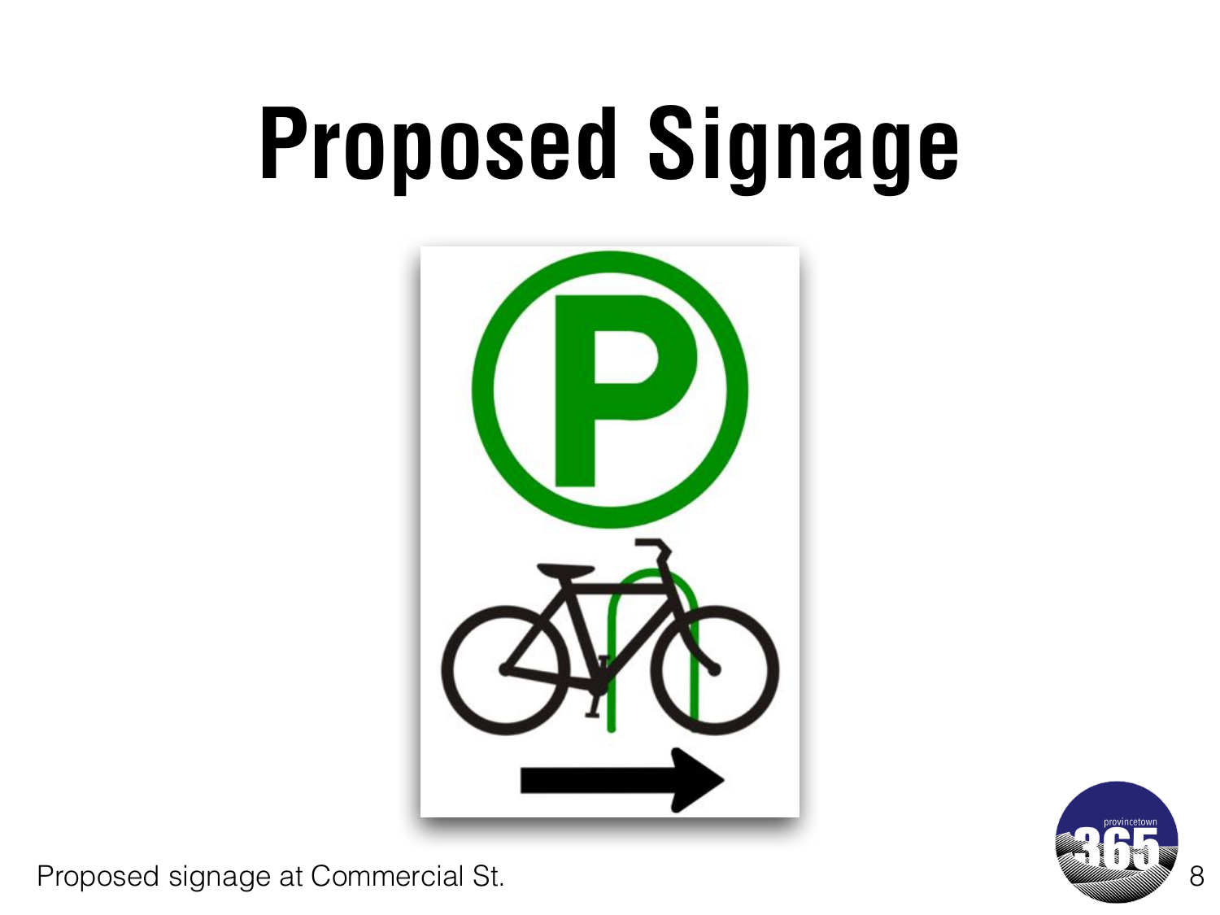# Proposed Signage

Proposed signage at Commercial St.